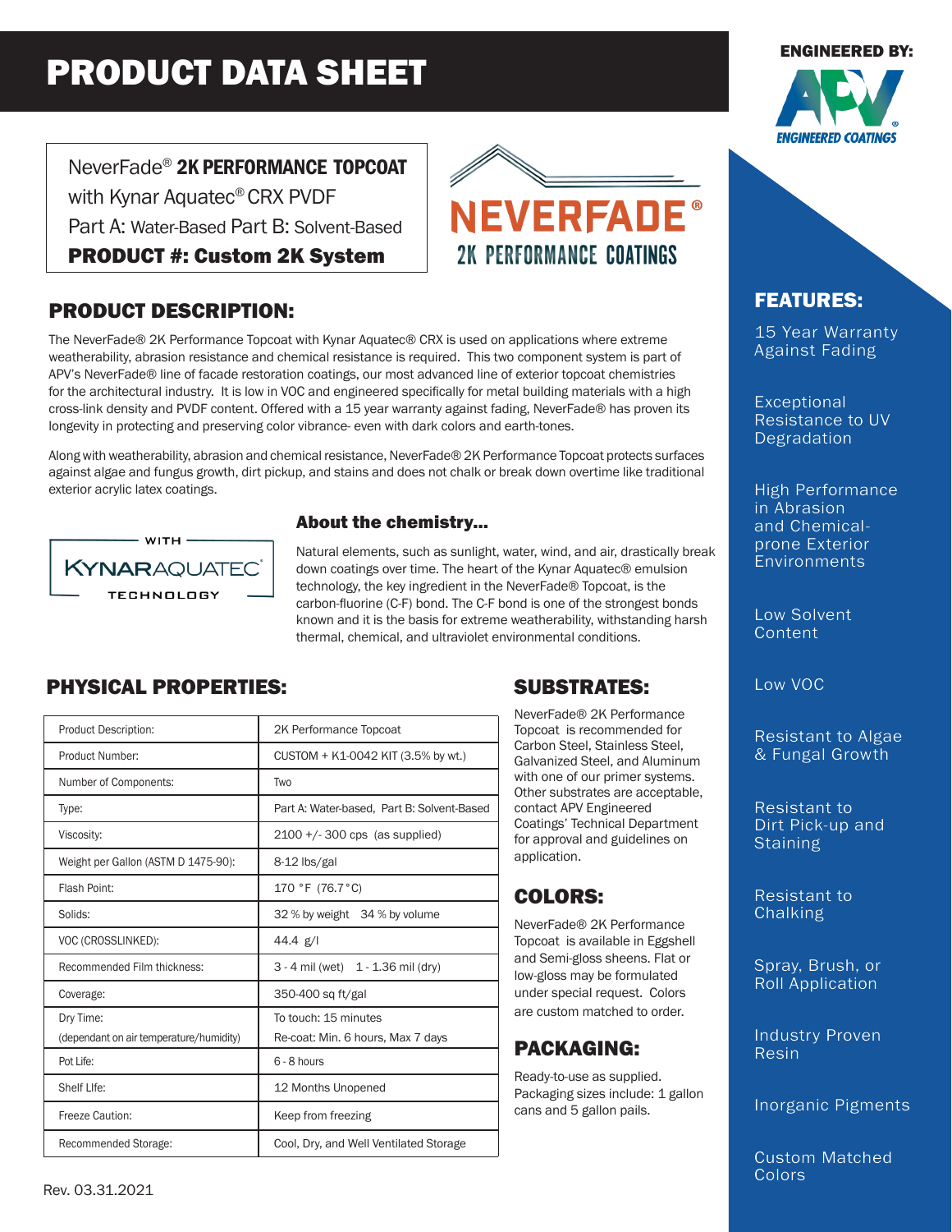# PRODUCT DATA SHEET

ENGINEERED BY:

APV ENGINEERED COATINGS

NeverFade® **2K PERFORMANCE TOPCOAT**
with Kynar Aquatec® CRX PVDF
Part A: Water-Based Part B: Solvent-Based
**PRODUCT #: Custom 2K System**

NEVERFADE®
2K PERFORMANCE COATINGS

## PRODUCT DESCRIPTION:

The NeverFade® 2K Performance Topcoat with Kynar Aquatec® CRX is used on applications where extreme weatherability, abrasion resistance and chemical resistance is required. This two component system is part of APV's NeverFade® line of facade restoration coatings, our most advanced line of exterior topcoat chemistries for the architectural industry. It is low in VOC and engineered specifically for metal building materials with a high cross-link density and PVDF content. Offered with a 15 year warranty against fading, NeverFade® has proven its longevity in protecting and preserving color vibrance- even with dark colors and earth-tones.

Along with weatherability, abrasion and chemical resistance, NeverFade® 2K Performance Topcoat protects surfaces against algae and fungus growth, dirt pickup, and stains and does not chalk or break down overtime like traditional exterior acrylic latex coatings.

WITH KYNARAQUATEC® TECHNOLOGY

### About the chemistry...

Natural elements, such as sunlight, water, wind, and air, drastically break down coatings over time. The heart of the Kynar Aquatec® emulsion technology, the key ingredient in the NeverFade® Topcoat, is the carbon-fluorine (C-F) bond. The C-F bond is one of the strongest bonds known and it is the basis for extreme weatherability, withstanding harsh thermal, chemical, and ultraviolet environmental conditions.

## PHYSICAL PROPERTIES:

| | |
|---|---|
| Product Description: | 2K Performance Topcoat |
| Product Number: | CUSTOM + K1-0042 KIT (3.5% by wt.) |
| Number of Components: | Two |
| Type: | Part A: Water-based, Part B: Solvent-Based |
| Viscosity: | 2100 +/- 300 cps (as supplied) |
| Weight per Gallon (ASTM D 1475-90): | 8-12 lbs/gal |
| Flash Point: | 170 °F (76.7°C) |
| Solids: | 32 % by weight 34 % by volume |
| VOC (CROSSLINKED): | 44.4 g/l |
| Recommended Film thickness: | 3 - 4 mil (wet) 1 - 1.36 mil (dry) |
| Coverage: | 350-400 sq ft/gal |
| Dry Time: (dependant on air temperature/humidity) | To touch: 15 minutes Re-coat: Min. 6 hours, Max 7 days |
| Pot Life: | 6 - 8 hours |
| Shelf LIfe: | 12 Months Unopened |
| Freeze Caution: | Keep from freezing |
| Recommended Storage: | Cool, Dry, and Well Ventilated Storage |

## SUBSTRATES:

NeverFade® 2K Performance Topcoat is recommended for Carbon Steel, Stainless Steel, Galvanized Steel, and Aluminum with one of our primer systems. Other substrates are acceptable, contact APV Engineered Coatings' Technical Department for approval and guidelines on application.

## COLORS:

NeverFade® 2K Performance Topcoat is available in Eggshell and Semi-gloss sheens. Flat or low-gloss may be formulated under special request. Colors are custom matched to order.

## PACKAGING:

Ready-to-use as supplied. Packaging sizes include: 1 gallon cans and 5 gallon pails.

## FEATURES:

- 15 Year Warranty Against Fading
- Exceptional Resistance to UV Degradation
- High Performance in Abrasion and Chemical-prone Exterior Environments
- Low Solvent Content
- Low VOC
- Resistant to Algae & Fungal Growth
- Resistant to Dirt Pick-up and Staining
- Resistant to Chalking
- Spray, Brush, or Roll Application
- Industry Proven Resin
- Inorganic Pigments
- Custom Matched Colors

Rev. 03.31.2021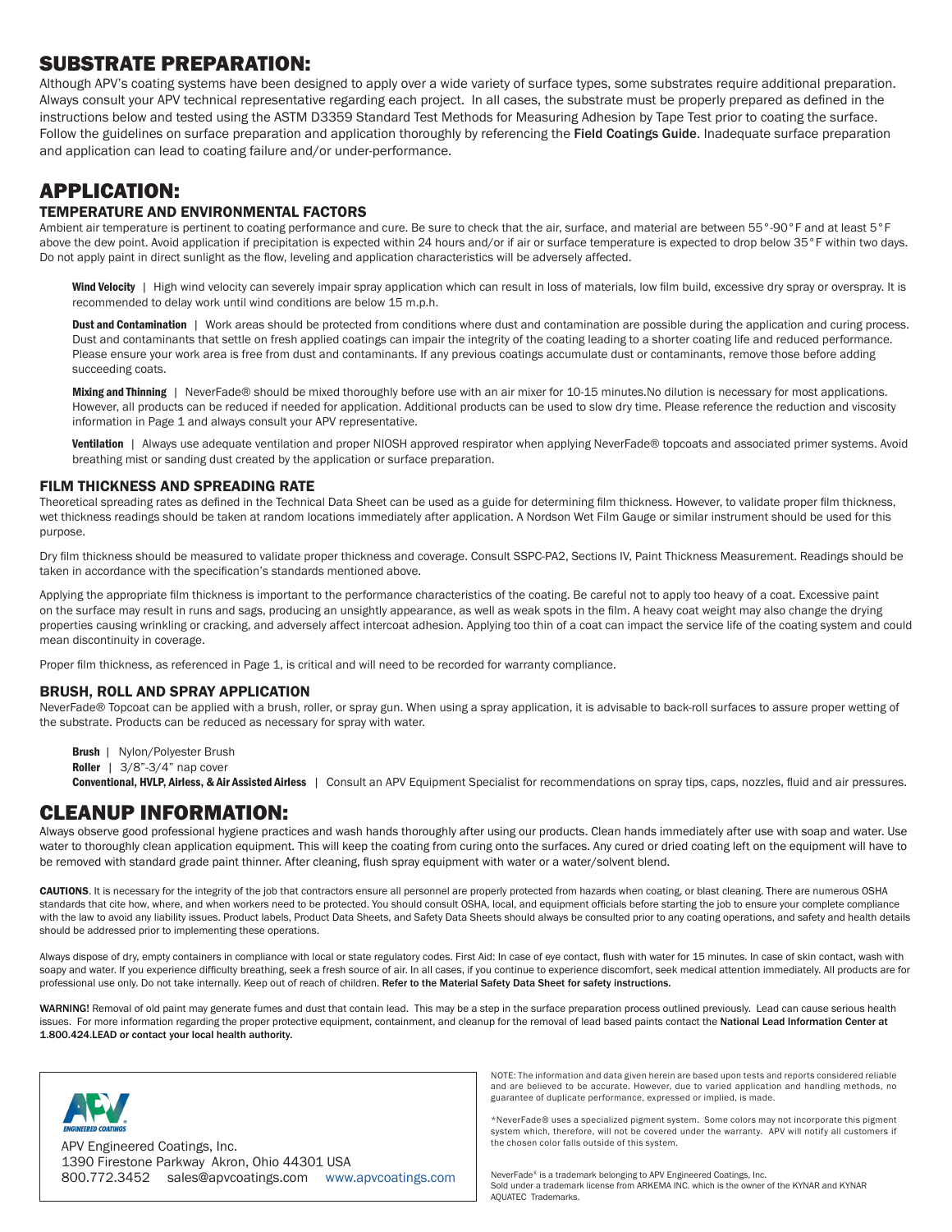# SUBSTRATE PREPARATION:

Although APV's coating systems have been designed to apply over a wide variety of surface types, some substrates require additional preparation. Always consult your APV technical representative regarding each project. In all cases, the substrate must be properly prepared as defined in the instructions below and tested using the ASTM D3359 Standard Test Methods for Measuring Adhesion by Tape Test prior to coating the surface. Follow the guidelines on surface preparation and application thoroughly by referencing the **Field Coatings Guide**. Inadequate surface preparation and application can lead to coating failure and/or under-performance.

# APPLICATION:

## TEMPERATURE AND ENVIRONMENTAL FACTORS

Ambient air temperature is pertinent to coating performance and cure. Be sure to check that the air, surface, and material are between 55°-90°F and at least 5°F above the dew point. Avoid application if precipitation is expected within 24 hours and/or if air or surface temperature is expected to drop below 35°F within two days. Do not apply paint in direct sunlight as the flow, leveling and application characteristics will be adversely affected.

**Wind Velocity** | High wind velocity can severely impair spray application which can result in loss of materials, low film build, excessive dry spray or overspray. It is recommended to delay work until wind conditions are below 15 m.p.h.

**Dust and Contamination** | Work areas should be protected from conditions where dust and contamination are possible during the application and curing process. Dust and contaminants that settle on fresh applied coatings can impair the integrity of the coating leading to a shorter coating life and reduced performance. Please ensure your work area is free from dust and contaminants. If any previous coatings accumulate dust or contaminants, remove those before adding succeeding coats.

**Mixing and Thinning** | NeverFade® should be mixed thoroughly before use with an air mixer for 10-15 minutes.No dilution is necessary for most applications. However, all products can be reduced if needed for application. Additional products can be used to slow dry time. Please reference the reduction and viscosity information in Page 1 and always consult your APV representative.

**Ventilation** | Always use adequate ventilation and proper NIOSH approved respirator when applying NeverFade® topcoats and associated primer systems. Avoid breathing mist or sanding dust created by the application or surface preparation.

## FILM THICKNESS AND SPREADING RATE

Theoretical spreading rates as defined in the Technical Data Sheet can be used as a guide for determining film thickness. However, to validate proper film thickness, wet thickness readings should be taken at random locations immediately after application. A Nordson Wet Film Gauge or similar instrument should be used for this purpose.

Dry film thickness should be measured to validate proper thickness and coverage. Consult SSPC-PA2, Sections IV, Paint Thickness Measurement. Readings should be taken in accordance with the specification's standards mentioned above.

Applying the appropriate film thickness is important to the performance characteristics of the coating. Be careful not to apply too heavy of a coat. Excessive paint on the surface may result in runs and sags, producing an unsightly appearance, as well as weak spots in the film. A heavy coat weight may also change the drying properties causing wrinkling or cracking, and adversely affect intercoat adhesion. Applying too thin of a coat can impact the service life of the coating system and could mean discontinuity in coverage.

Proper film thickness, as referenced in Page 1, is critical and will need to be recorded for warranty compliance.

## BRUSH, ROLL AND SPRAY APPLICATION

NeverFade® Topcoat can be applied with a brush, roller, or spray gun. When using a spray application, it is advisable to back-roll surfaces to assure proper wetting of the substrate. Products can be reduced as necessary for spray with water.

**Brush** | Nylon/Polyester Brush
**Roller** | 3/8"-3/4" nap cover
**Conventional, HVLP, Airless, & Air Assisted Airless** | Consult an APV Equipment Specialist for recommendations on spray tips, caps, nozzles, fluid and air pressures.

# CLEANUP INFORMATION:

Always observe good professional hygiene practices and wash hands thoroughly after using our products. Clean hands immediately after use with soap and water. Use water to thoroughly clean application equipment. This will keep the coating from curing onto the surfaces. Any cured or dried coating left on the equipment will have to be removed with standard grade paint thinner. After cleaning, flush spray equipment with water or a water/solvent blend.

**CAUTIONS**. It is necessary for the integrity of the job that contractors ensure all personnel are properly protected from hazards when coating, or blast cleaning. There are numerous OSHA standards that cite how, where, and when workers need to be protected. You should consult OSHA, local, and equipment officials before starting the job to ensure your complete compliance with the law to avoid any liability issues. Product labels, Product Data Sheets, and Safety Data Sheets should always be consulted prior to any coating operations, and safety and health details should be addressed prior to implementing these operations.

Always dispose of dry, empty containers in compliance with local or state regulatory codes. First Aid: In case of eye contact, flush with water for 15 minutes. In case of skin contact, wash with soapy and water. If you experience difficulty breathing, seek a fresh source of air. In all cases, if you continue to experience discomfort, seek medical attention immediately. All products are for professional use only. Do not take internally. Keep out of reach of children. **Refer to the Material Safety Data Sheet for safety instructions.**

**WARNING!** Removal of old paint may generate fumes and dust that contain lead. This may be a step in the surface preparation process outlined previously. Lead can cause serious health issues. For more information regarding the proper protective equipment, containment, and cleanup for the removal of lead based paints contact the **National Lead Information Center at 1.800.424.LEAD or contact your local health authority.**

APV Engineered Coatings, Inc.
1390 Firestone Parkway Akron, Ohio 44301 USA
800.772.3452 sales@apvcoatings.com www.apvcoatings.com

NOTE: The information and data given herein are based upon tests and reports considered reliable and are believed to be accurate. However, due to varied application and handling methods, no guarantee of duplicate performance, expressed or implied, is made.

*NeverFade® uses a specialized pigment system. Some colors may not incorporate this pigment system which, therefore, will not be covered under the warranty. APV will notify all customers if the chosen color falls outside of this system.

NeverFade® is a trademark belonging to APV Engineered Coatings, Inc.
Sold under a trademark license from ARKEMA INC. which is the owner of the KYNAR and KYNAR AQUATEC Trademarks.